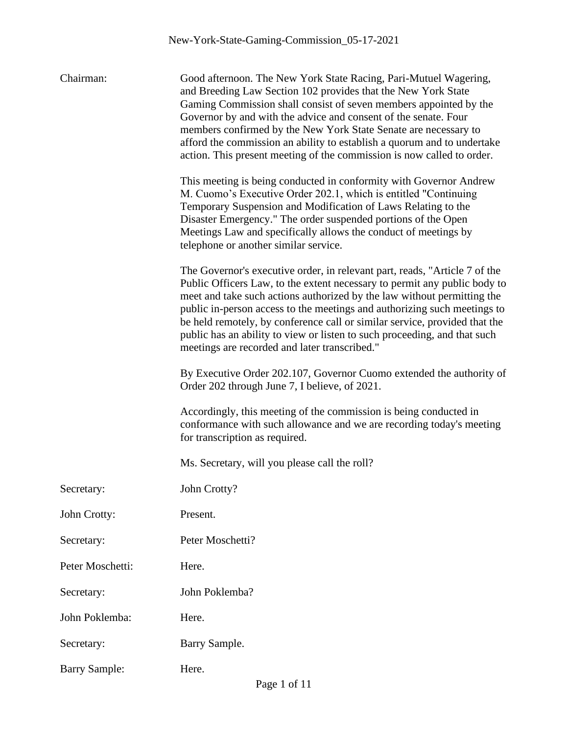Chairman: Good afternoon. The New York State Racing, Pari-Mutuel Wagering, and Breeding Law Section 102 provides that the New York State Gaming Commission shall consist of seven members appointed by the Governor by and with the advice and consent of the senate. Four members confirmed by the New York State Senate are necessary to afford the commission an ability to establish a quorum and to undertake action. This present meeting of the commission is now called to order.

This meeting is being conducted in conformity with Governor Andrew M. Cuomo's Executive Order 202.1, which is entitled "Continuing Temporary Suspension and Modification of Laws Relating to the Disaster Emergency." The order suspended portions of the Open Meetings Law and specifically allows the conduct of meetings by telephone or another similar service.

The Governor's executive order, in relevant part, reads, "Article 7 of the Public Officers Law, to the extent necessary to permit any public body to meet and take such actions authorized by the law without permitting the public in-person access to the meetings and authorizing such meetings to be held remotely, by conference call or similar service, provided that the public has an ability to view or listen to such proceeding, and that such meetings are recorded and later transcribed."

By Executive Order 202.107, Governor Cuomo extended the authority of Order 202 through June 7, I believe, of 2021.

Accordingly, this meeting of the commission is being conducted in conformance with such allowance and we are recording today's meeting for transcription as required.

Ms. Secretary, will you please call the roll?

Secretary: John Crotty?

John Crotty: Present.

Secretary: Peter Moschetti?

Peter Moschetti: Here.

Secretary: John Poklemba?

John Poklemba: Here.

Secretary: Barry Sample.

Barry Sample: Here.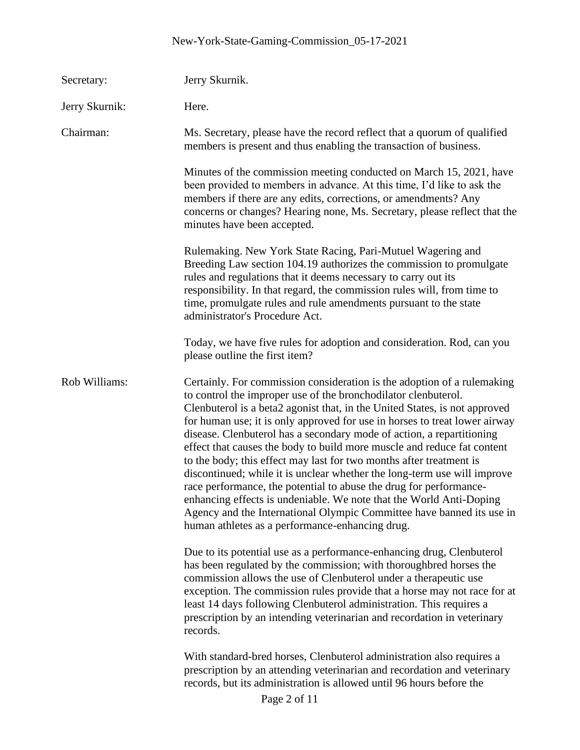**Secretary:** Jerry Skurnik.

**Jerry Skurnik:** Here.

**Chairman:** Ms. Secretary, please have the record reflect that a quorum of qualified members is present and thus enabling the transaction of business.

Minutes of the commission meeting conducted on March 15, 2021, have been provided to members in advance. At this time, I'd like to ask the members if there are any edits, corrections, or amendments? Any concerns or changes? Hearing none, Ms. Secretary, please reflect that the minutes have been accepted.

Rulemaking. New York State Racing, Pari-Mutuel Wagering and Breeding Law section 104.19 authorizes the commission to promulgate rules and regulations that it deems necessary to carry out its responsibility. In that regard, the commission rules will, from time to time, promulgate rules and rule amendments pursuant to the state administrator's Procedure Act.

Today, we have five rules for adoption and consideration. Rod, can you please outline the first item?

**Rob Williams:** Certainly. For commission consideration is the adoption of a rulemaking to control the improper use of the bronchodilator clenbuterol. Clenbuterol is a beta2 agonist that, in the United States, is not approved for human use; it is only approved for use in horses to treat lower airway disease. Clenbuterol has a secondary mode of action, a repartitioning effect that causes the body to build more muscle and reduce fat content to the body; this effect may last for two months after treatment is discontinued; while it is unclear whether the long-term use will improve race performance, the potential to abuse the drug for performance-enhancing effects is undeniable. We note that the World Anti-Doping Agency and the International Olympic Committee have banned its use in human athletes as a performance-enhancing drug.

Due to its potential use as a performance-enhancing drug, Clenbuterol has been regulated by the commission; with thoroughbred horses the commission allows the use of Clenbuterol under a therapeutic use exception. The commission rules provide that a horse may not race for at least 14 days following Clenbuterol administration. This requires a prescription by an intending veterinarian and recordation in veterinary records.

With standard-bred horses, Clenbuterol administration also requires a prescription by an attending veterinarian and recordation and veterinary records, but its administration is allowed until 96 hours before the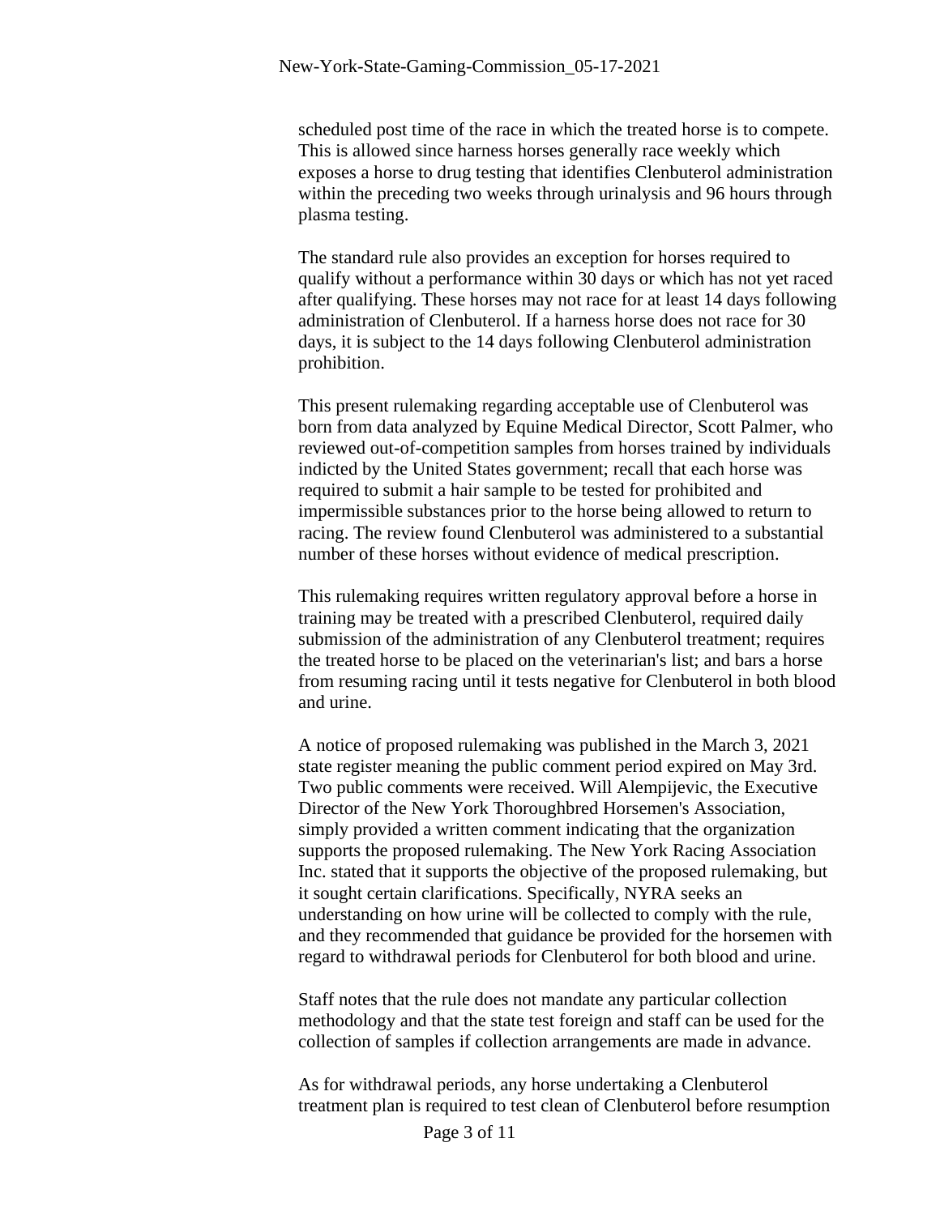scheduled post time of the race in which the treated horse is to compete. This is allowed since harness horses generally race weekly which exposes a horse to drug testing that identifies Clenbuterol administration within the preceding two weeks through urinalysis and 96 hours through plasma testing.

The standard rule also provides an exception for horses required to qualify without a performance within 30 days or which has not yet raced after qualifying. These horses may not race for at least 14 days following administration of Clenbuterol. If a harness horse does not race for 30 days, it is subject to the 14 days following Clenbuterol administration prohibition.

This present rulemaking regarding acceptable use of Clenbuterol was born from data analyzed by Equine Medical Director, Scott Palmer, who reviewed out-of-competition samples from horses trained by individuals indicted by the United States government; recall that each horse was required to submit a hair sample to be tested for prohibited and impermissible substances prior to the horse being allowed to return to racing. The review found Clenbuterol was administered to a substantial number of these horses without evidence of medical prescription.

This rulemaking requires written regulatory approval before a horse in training may be treated with a prescribed Clenbuterol, required daily submission of the administration of any Clenbuterol treatment; requires the treated horse to be placed on the veterinarian's list; and bars a horse from resuming racing until it tests negative for Clenbuterol in both blood and urine.

A notice of proposed rulemaking was published in the March 3, 2021 state register meaning the public comment period expired on May 3rd. Two public comments were received. Will Alempijevic, the Executive Director of the New York Thoroughbred Horsemen's Association, simply provided a written comment indicating that the organization supports the proposed rulemaking. The New York Racing Association Inc. stated that it supports the objective of the proposed rulemaking, but it sought certain clarifications. Specifically, NYRA seeks an understanding on how urine will be collected to comply with the rule, and they recommended that guidance be provided for the horsemen with regard to withdrawal periods for Clenbuterol for both blood and urine.

Staff notes that the rule does not mandate any particular collection methodology and that the state test foreign and staff can be used for the collection of samples if collection arrangements are made in advance.

As for withdrawal periods, any horse undertaking a Clenbuterol treatment plan is required to test clean of Clenbuterol before resumption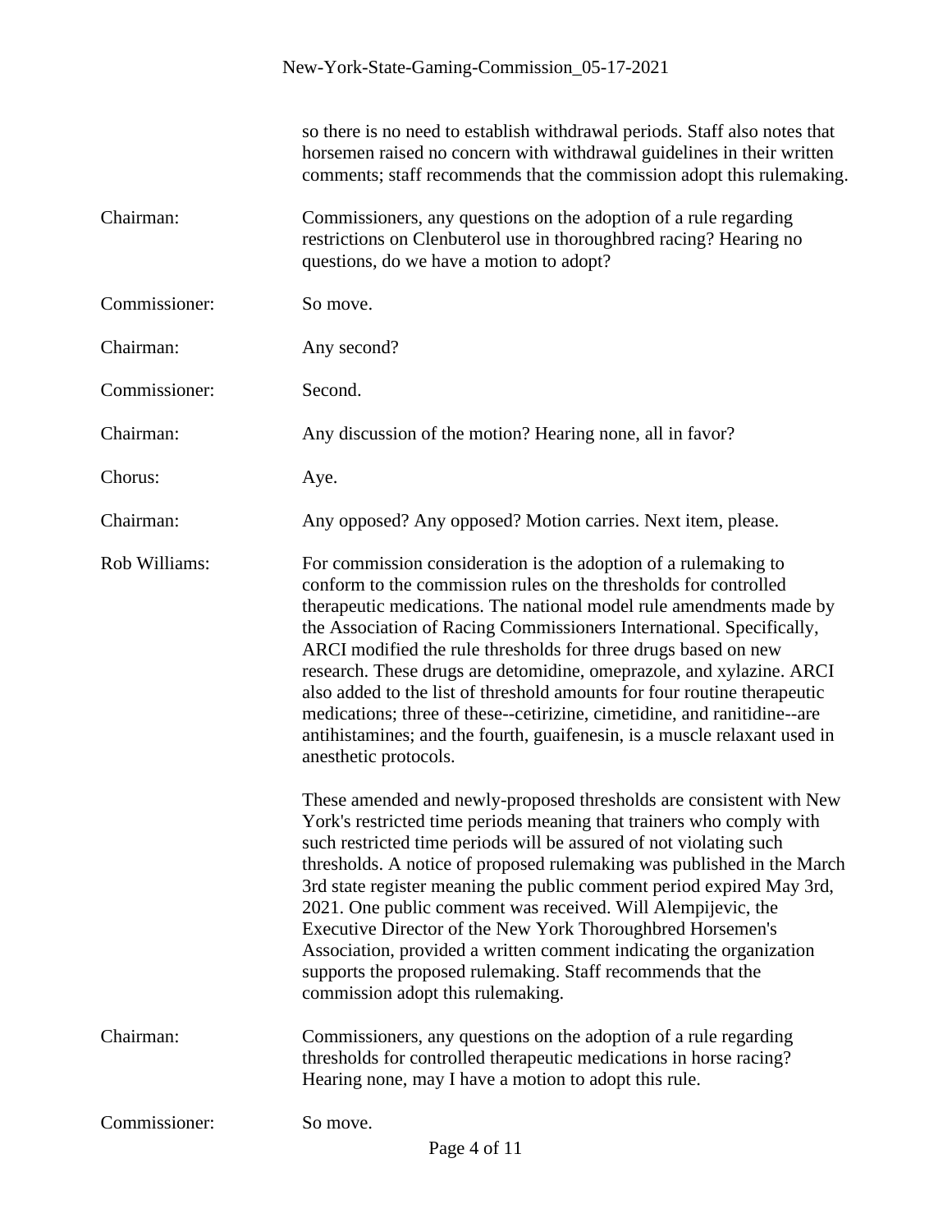so there is no need to establish withdrawal periods. Staff also notes that horsemen raised no concern with withdrawal guidelines in their written comments; staff recommends that the commission adopt this rulemaking.

Chairman: Commissioners, any questions on the adoption of a rule regarding restrictions on Clenbuterol use in thoroughbred racing? Hearing no questions, do we have a motion to adopt?

Commissioner: So move.

Chairman: Any second?

Commissioner: Second.

Chairman: Any discussion of the motion? Hearing none, all in favor?

Chorus: Aye.

Chairman: Any opposed? Any opposed? Motion carries. Next item, please.

Rob Williams: For commission consideration is the adoption of a rulemaking to conform to the commission rules on the thresholds for controlled therapeutic medications. The national model rule amendments made by the Association of Racing Commissioners International. Specifically, ARCI modified the rule thresholds for three drugs based on new research. These drugs are detomidine, omeprazole, and xylazine. ARCI also added to the list of threshold amounts for four routine therapeutic medications; three of these--cetirizine, cimetidine, and ranitidine--are antihistamines; and the fourth, guaifenesin, is a muscle relaxant used in anesthetic protocols.

These amended and newly-proposed thresholds are consistent with New York's restricted time periods meaning that trainers who comply with such restricted time periods will be assured of not violating such thresholds. A notice of proposed rulemaking was published in the March 3rd state register meaning the public comment period expired May 3rd, 2021. One public comment was received. Will Alempijevic, the Executive Director of the New York Thoroughbred Horsemen's Association, provided a written comment indicating the organization supports the proposed rulemaking. Staff recommends that the commission adopt this rulemaking.

Chairman: Commissioners, any questions on the adoption of a rule regarding thresholds for controlled therapeutic medications in horse racing? Hearing none, may I have a motion to adopt this rule.

Commissioner: So move.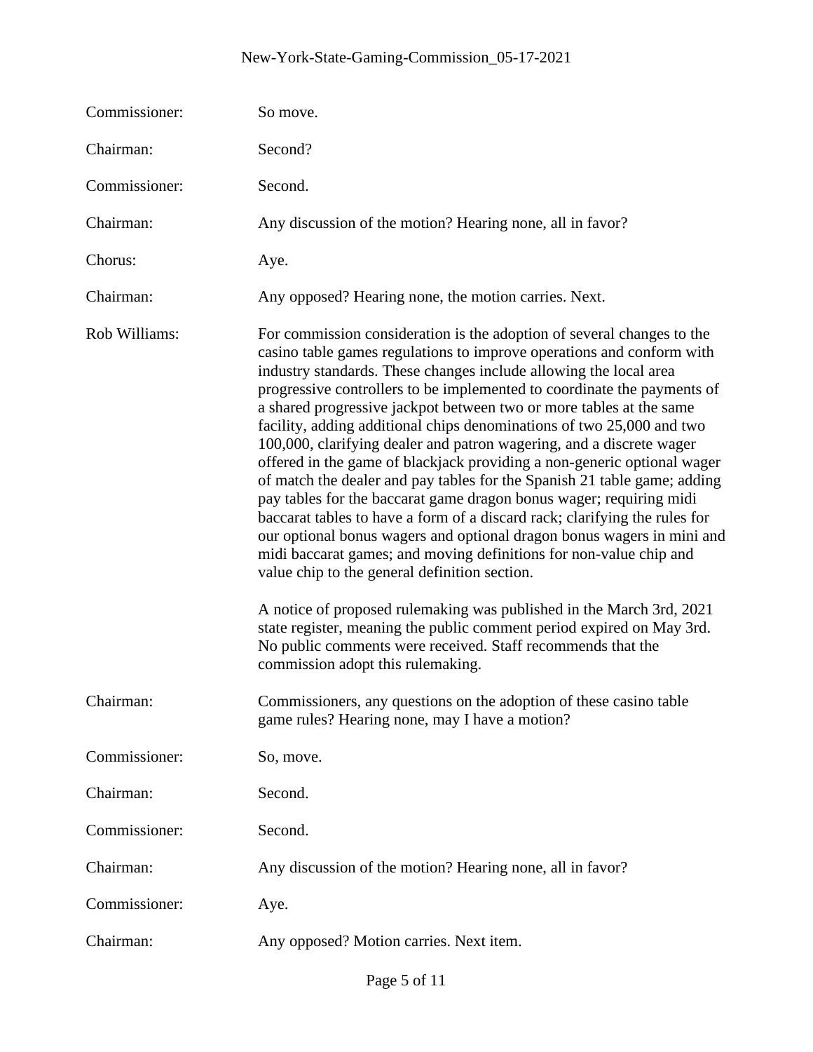Commissioner: So move.

Chairman: Second?

Commissioner: Second.

Chairman: Any discussion of the motion? Hearing none, all in favor?

Chorus: Aye.

Chairman: Any opposed? Hearing none, the motion carries. Next.

Rob Williams: For commission consideration is the adoption of several changes to the casino table games regulations to improve operations and conform with industry standards. These changes include allowing the local area progressive controllers to be implemented to coordinate the payments of a shared progressive jackpot between two or more tables at the same facility, adding additional chips denominations of two 25,000 and two 100,000, clarifying dealer and patron wagering, and a discrete wager offered in the game of blackjack providing a non-generic optional wager of match the dealer and pay tables for the Spanish 21 table game; adding pay tables for the baccarat game dragon bonus wager; requiring midi baccarat tables to have a form of a discard rack; clarifying the rules for our optional bonus wagers and optional dragon bonus wagers in mini and midi baccarat games; and moving definitions for non-value chip and value chip to the general definition section.

A notice of proposed rulemaking was published in the March 3rd, 2021 state register, meaning the public comment period expired on May 3rd. No public comments were received. Staff recommends that the commission adopt this rulemaking.

Chairman: Commissioners, any questions on the adoption of these casino table game rules? Hearing none, may I have a motion?

Commissioner: So, move.

Chairman: Second.

Commissioner: Second.

Chairman: Any discussion of the motion? Hearing none, all in favor?

Commissioner: Aye.

Chairman: Any opposed? Motion carries. Next item.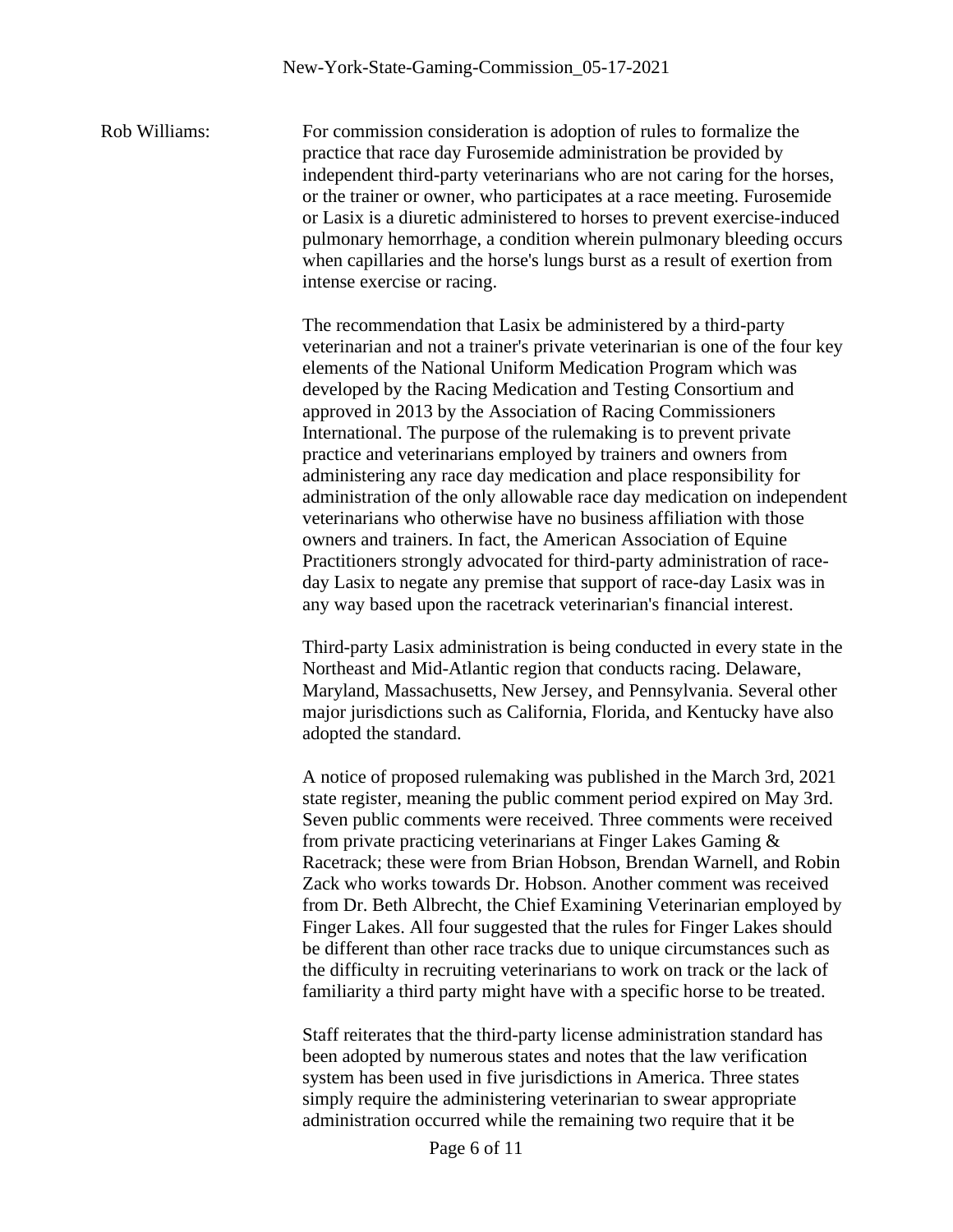Rob Williams: For commission consideration is adoption of rules to formalize the practice that race day Furosemide administration be provided by independent third-party veterinarians who are not caring for the horses, or the trainer or owner, who participates at a race meeting. Furosemide or Lasix is a diuretic administered to horses to prevent exercise-induced pulmonary hemorrhage, a condition wherein pulmonary bleeding occurs when capillaries and the horse's lungs burst as a result of exertion from intense exercise or racing.

The recommendation that Lasix be administered by a third-party veterinarian and not a trainer's private veterinarian is one of the four key elements of the National Uniform Medication Program which was developed by the Racing Medication and Testing Consortium and approved in 2013 by the Association of Racing Commissioners International. The purpose of the rulemaking is to prevent private practice and veterinarians employed by trainers and owners from administering any race day medication and place responsibility for administration of the only allowable race day medication on independent veterinarians who otherwise have no business affiliation with those owners and trainers. In fact, the American Association of Equine Practitioners strongly advocated for third-party administration of race-day Lasix to negate any premise that support of race-day Lasix was in any way based upon the racetrack veterinarian's financial interest.

Third-party Lasix administration is being conducted in every state in the Northeast and Mid-Atlantic region that conducts racing. Delaware, Maryland, Massachusetts, New Jersey, and Pennsylvania. Several other major jurisdictions such as California, Florida, and Kentucky have also adopted the standard.

A notice of proposed rulemaking was published in the March 3rd, 2021 state register, meaning the public comment period expired on May 3rd. Seven public comments were received. Three comments were received from private practicing veterinarians at Finger Lakes Gaming & Racetrack; these were from Brian Hobson, Brendan Warnell, and Robin Zack who works towards Dr. Hobson. Another comment was received from Dr. Beth Albrecht, the Chief Examining Veterinarian employed by Finger Lakes. All four suggested that the rules for Finger Lakes should be different than other race tracks due to unique circumstances such as the difficulty in recruiting veterinarians to work on track or the lack of familiarity a third party might have with a specific horse to be treated.

Staff reiterates that the third-party license administration standard has been adopted by numerous states and notes that the law verification system has been used in five jurisdictions in America. Three states simply require the administering veterinarian to swear appropriate administration occurred while the remaining two require that it be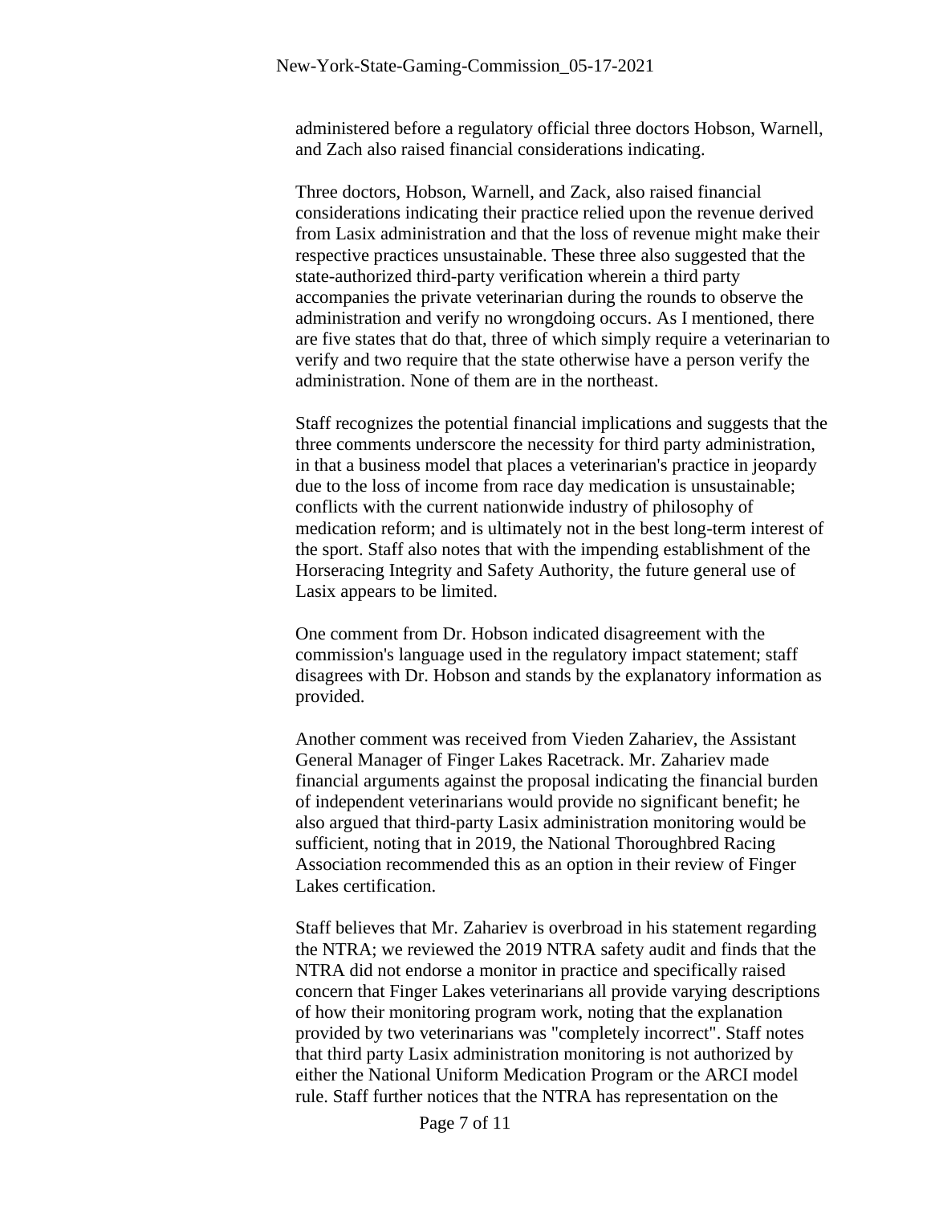administered before a regulatory official three doctors Hobson, Warnell, and Zach also raised financial considerations indicating.

Three doctors, Hobson, Warnell, and Zack, also raised financial considerations indicating their practice relied upon the revenue derived from Lasix administration and that the loss of revenue might make their respective practices unsustainable. These three also suggested that the state-authorized third-party verification wherein a third party accompanies the private veterinarian during the rounds to observe the administration and verify no wrongdoing occurs. As I mentioned, there are five states that do that, three of which simply require a veterinarian to verify and two require that the state otherwise have a person verify the administration. None of them are in the northeast.

Staff recognizes the potential financial implications and suggests that the three comments underscore the necessity for third party administration, in that a business model that places a veterinarian's practice in jeopardy due to the loss of income from race day medication is unsustainable; conflicts with the current nationwide industry of philosophy of medication reform; and is ultimately not in the best long-term interest of the sport. Staff also notes that with the impending establishment of the Horseracing Integrity and Safety Authority, the future general use of Lasix appears to be limited.

One comment from Dr. Hobson indicated disagreement with the commission's language used in the regulatory impact statement; staff disagrees with Dr. Hobson and stands by the explanatory information as provided.

Another comment was received from Vieden Zahariev, the Assistant General Manager of Finger Lakes Racetrack. Mr. Zahariev made financial arguments against the proposal indicating the financial burden of independent veterinarians would provide no significant benefit; he also argued that third-party Lasix administration monitoring would be sufficient, noting that in 2019, the National Thoroughbred Racing Association recommended this as an option in their review of Finger Lakes certification.

Staff believes that Mr. Zahariev is overbroad in his statement regarding the NTRA; we reviewed the 2019 NTRA safety audit and finds that the NTRA did not endorse a monitor in practice and specifically raised concern that Finger Lakes veterinarians all provide varying descriptions of how their monitoring program work, noting that the explanation provided by two veterinarians was "completely incorrect". Staff notes that third party Lasix administration monitoring is not authorized by either the National Uniform Medication Program or the ARCI model rule. Staff further notices that the NTRA has representation on the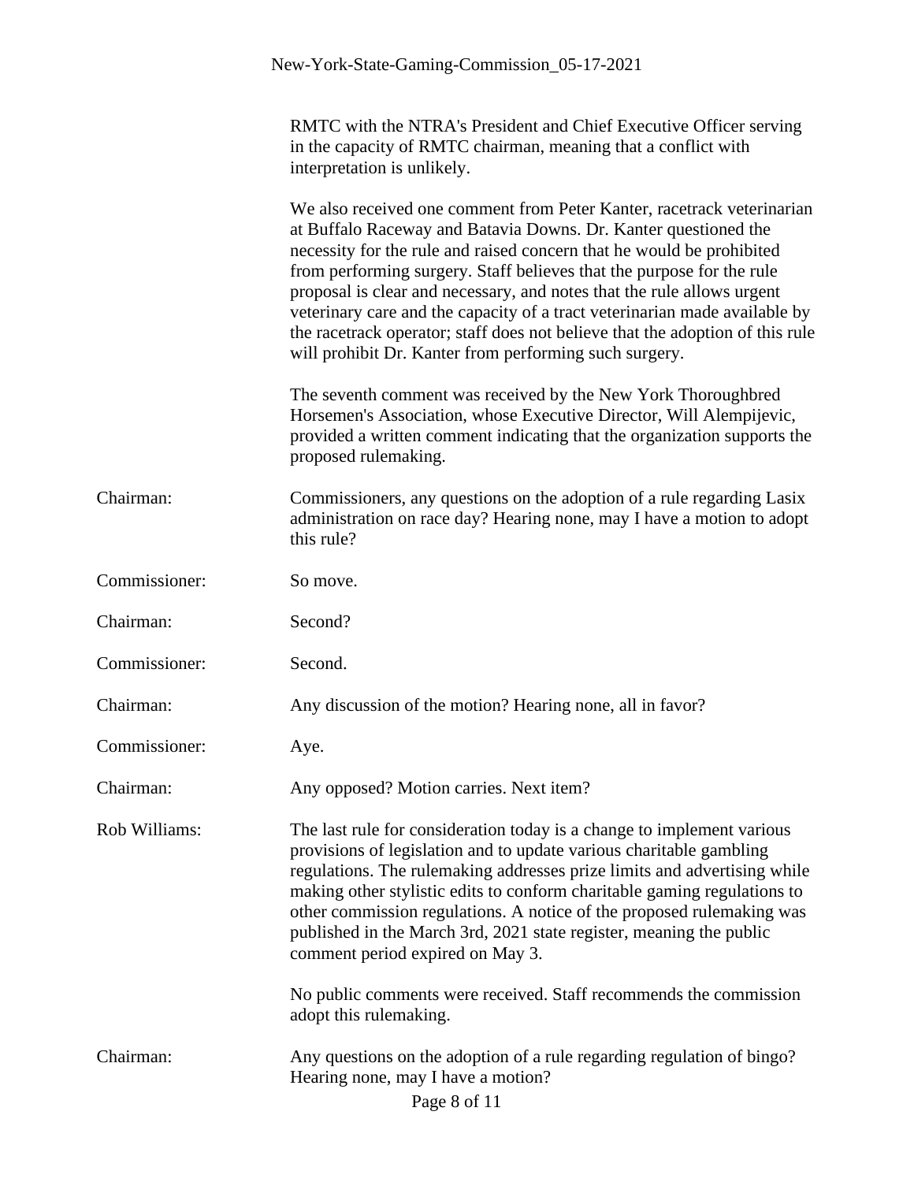RMTC with the NTRA's President and Chief Executive Officer serving in the capacity of RMTC chairman, meaning that a conflict with interpretation is unlikely.

We also received one comment from Peter Kanter, racetrack veterinarian at Buffalo Raceway and Batavia Downs. Dr. Kanter questioned the necessity for the rule and raised concern that he would be prohibited from performing surgery. Staff believes that the purpose for the rule proposal is clear and necessary, and notes that the rule allows urgent veterinary care and the capacity of a tract veterinarian made available by the racetrack operator; staff does not believe that the adoption of this rule will prohibit Dr. Kanter from performing such surgery.

The seventh comment was received by the New York Thoroughbred Horsemen's Association, whose Executive Director, Will Alempijevic, provided a written comment indicating that the organization supports the proposed rulemaking.

Chairman: Commissioners, any questions on the adoption of a rule regarding Lasix administration on race day? Hearing none, may I have a motion to adopt this rule?

Commissioner: So move.

Chairman: Second?

Commissioner: Second.

Chairman: Any discussion of the motion? Hearing none, all in favor?

Commissioner: Aye.

Chairman: Any opposed? Motion carries. Next item?

Rob Williams: The last rule for consideration today is a change to implement various provisions of legislation and to update various charitable gambling regulations. The rulemaking addresses prize limits and advertising while making other stylistic edits to conform charitable gaming regulations to other commission regulations. A notice of the proposed rulemaking was published in the March 3rd, 2021 state register, meaning the public comment period expired on May 3.

No public comments were received. Staff recommends the commission adopt this rulemaking.

Chairman: Any questions on the adoption of a rule regarding regulation of bingo? Hearing none, may I have a motion?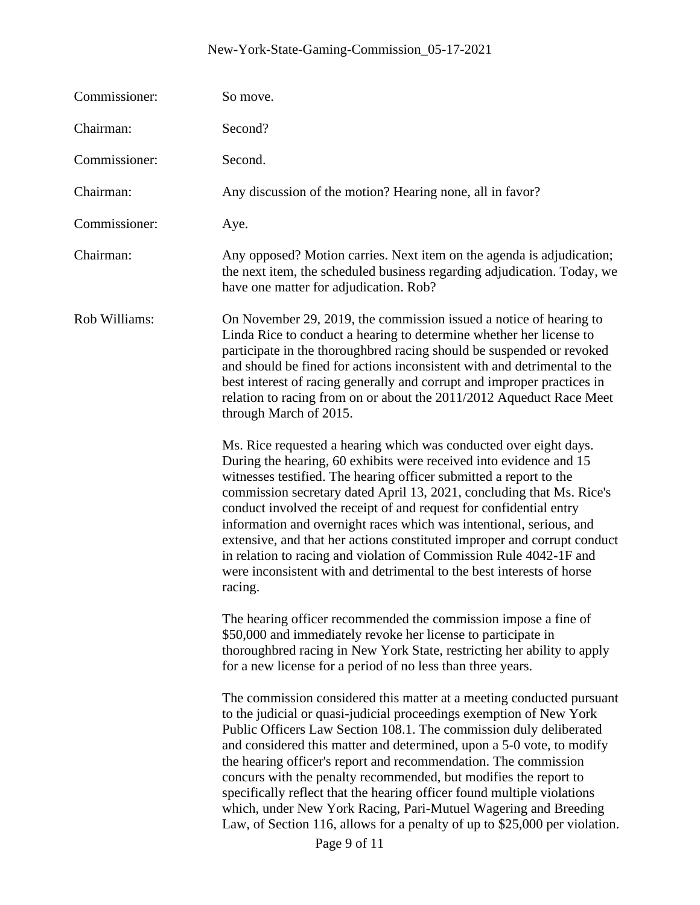Commissioner: So move.

Chairman: Second?

Commissioner: Second.

Chairman: Any discussion of the motion? Hearing none, all in favor?

Commissioner: Aye.

Chairman: Any opposed? Motion carries. Next item on the agenda is adjudication; the next item, the scheduled business regarding adjudication. Today, we have one matter for adjudication. Rob?

Rob Williams: On November 29, 2019, the commission issued a notice of hearing to Linda Rice to conduct a hearing to determine whether her license to participate in the thoroughbred racing should be suspended or revoked and should be fined for actions inconsistent with and detrimental to the best interest of racing generally and corrupt and improper practices in relation to racing from on or about the 2011/2012 Aqueduct Race Meet through March of 2015.

Ms. Rice requested a hearing which was conducted over eight days. During the hearing, 60 exhibits were received into evidence and 15 witnesses testified. The hearing officer submitted a report to the commission secretary dated April 13, 2021, concluding that Ms. Rice's conduct involved the receipt of and request for confidential entry information and overnight races which was intentional, serious, and extensive, and that her actions constituted improper and corrupt conduct in relation to racing and violation of Commission Rule 4042-1F and were inconsistent with and detrimental to the best interests of horse racing.

The hearing officer recommended the commission impose a fine of $50,000 and immediately revoke her license to participate in thoroughbred racing in New York State, restricting her ability to apply for a new license for a period of no less than three years.

The commission considered this matter at a meeting conducted pursuant to the judicial or quasi-judicial proceedings exemption of New York Public Officers Law Section 108.1. The commission duly deliberated and considered this matter and determined, upon a 5-0 vote, to modify the hearing officer's report and recommendation. The commission concurs with the penalty recommended, but modifies the report to specifically reflect that the hearing officer found multiple violations which, under New York Racing, Pari-Mutuel Wagering and Breeding Law, of Section 116, allows for a penalty of up to $25,000 per violation.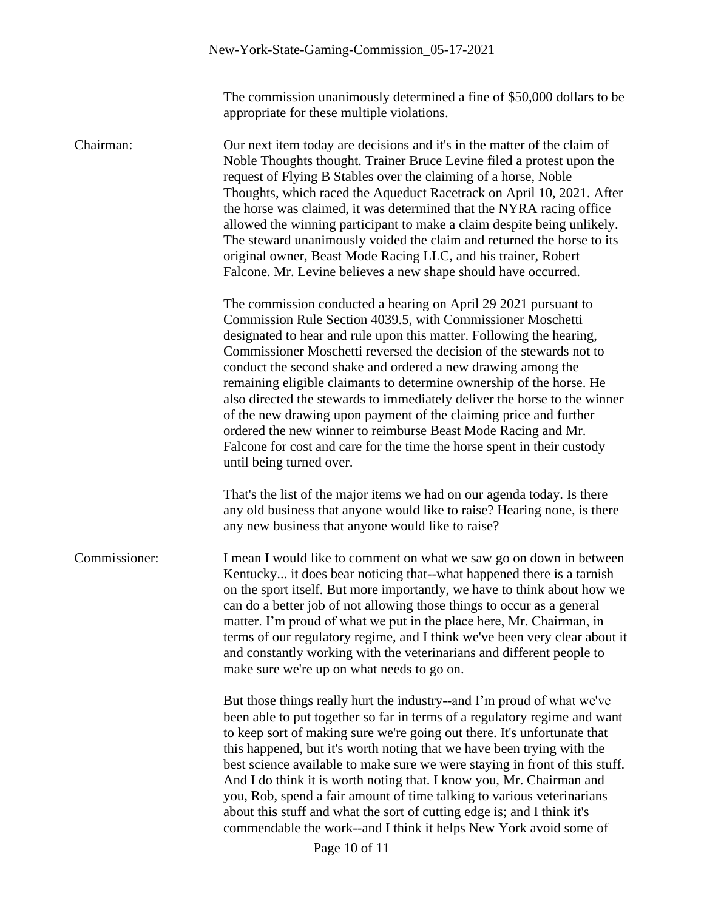The commission unanimously determined a fine of $50,000 dollars to be appropriate for these multiple violations.

Chairman: Our next item today are decisions and it's in the matter of the claim of Noble Thoughts thought. Trainer Bruce Levine filed a protest upon the request of Flying B Stables over the claiming of a horse, Noble Thoughts, which raced the Aqueduct Racetrack on April 10, 2021. After the horse was claimed, it was determined that the NYRA racing office allowed the winning participant to make a claim despite being unlikely. The steward unanimously voided the claim and returned the horse to its original owner, Beast Mode Racing LLC, and his trainer, Robert Falcone. Mr. Levine believes a new shape should have occurred.

The commission conducted a hearing on April 29 2021 pursuant to Commission Rule Section 4039.5, with Commissioner Moschetti designated to hear and rule upon this matter. Following the hearing, Commissioner Moschetti reversed the decision of the stewards not to conduct the second shake and ordered a new drawing among the remaining eligible claimants to determine ownership of the horse. He also directed the stewards to immediately deliver the horse to the winner of the new drawing upon payment of the claiming price and further ordered the new winner to reimburse Beast Mode Racing and Mr. Falcone for cost and care for the time the horse spent in their custody until being turned over.

That's the list of the major items we had on our agenda today. Is there any old business that anyone would like to raise? Hearing none, is there any new business that anyone would like to raise?

Commissioner: I mean I would like to comment on what we saw go on down in between Kentucky... it does bear noticing that--what happened there is a tarnish on the sport itself. But more importantly, we have to think about how we can do a better job of not allowing those things to occur as a general matter. I'm proud of what we put in the place here, Mr. Chairman, in terms of our regulatory regime, and I think we've been very clear about it and constantly working with the veterinarians and different people to make sure we're up on what needs to go on.

But those things really hurt the industry--and I'm proud of what we've been able to put together so far in terms of a regulatory regime and want to keep sort of making sure we're going out there. It's unfortunate that this happened, but it's worth noting that we have been trying with the best science available to make sure we were staying in front of this stuff. And I do think it is worth noting that. I know you, Mr. Chairman and you, Rob, spend a fair amount of time talking to various veterinarians about this stuff and what the sort of cutting edge is; and I think it's commendable the work--and I think it helps New York avoid some of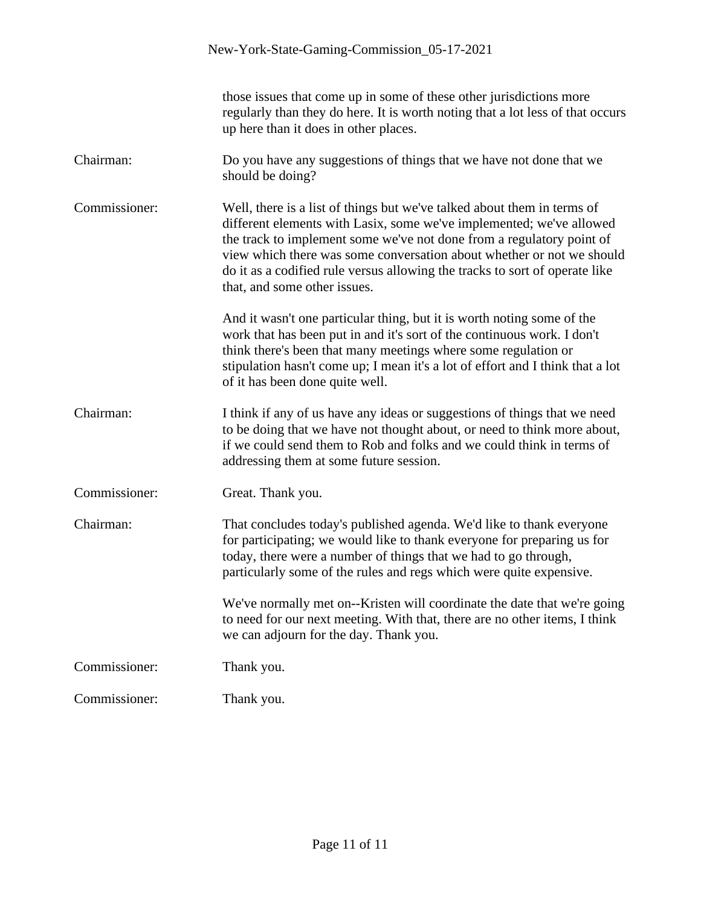those issues that come up in some of these other jurisdictions more regularly than they do here. It is worth noting that a lot less of that occurs up here than it does in other places.

Chairman: Do you have any suggestions of things that we have not done that we should be doing?

Commissioner: Well, there is a list of things but we've talked about them in terms of different elements with Lasix, some we've implemented; we've allowed the track to implement some we've not done from a regulatory point of view which there was some conversation about whether or not we should do it as a codified rule versus allowing the tracks to sort of operate like that, and some other issues.

And it wasn't one particular thing, but it is worth noting some of the work that has been put in and it's sort of the continuous work. I don't think there's been that many meetings where some regulation or stipulation hasn't come up; I mean it's a lot of effort and I think that a lot of it has been done quite well.

Chairman: I think if any of us have any ideas or suggestions of things that we need to be doing that we have not thought about, or need to think more about, if we could send them to Rob and folks and we could think in terms of addressing them at some future session.

Commissioner: Great. Thank you.

Chairman: That concludes today's published agenda. We'd like to thank everyone for participating; we would like to thank everyone for preparing us for today, there were a number of things that we had to go through, particularly some of the rules and regs which were quite expensive.

We've normally met on--Kristen will coordinate the date that we're going to need for our next meeting. With that, there are no other items, I think we can adjourn for the day. Thank you.

Commissioner: Thank you.

Commissioner: Thank you.